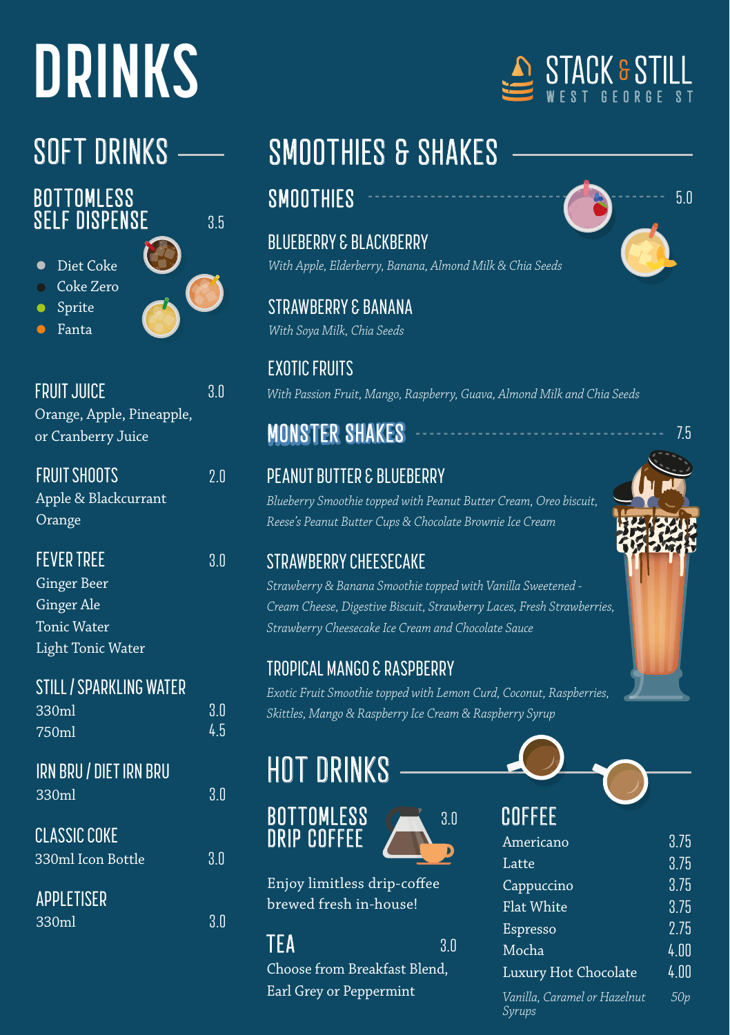# DRINKS

STACK & STILL
WEST GEORGE ST

## SOFT DRINKS

### BOTTOMLESS SELF DISPENSE — 3.5

- Diet Coke
- Coke Zero
- Sprite
- Fanta

### FRUIT JUICE — 3.0

Orange, Apple, Pineapple, or Cranberry Juice

### FRUIT SHOOTS — 2.0

Apple & Blackcurrant
Orange

### FEVER TREE — 3.0

Ginger Beer
Ginger Ale
Tonic Water
Light Tonic Water

### STILL / SPARKLING WATER

| | |
|---|---|
| 330ml | 3.0 |
| 750ml | 4.5 |

### IRN BRU / DIET IRN BRU

330ml — 3.0

### CLASSIC COKE

330ml Icon Bottle — 3.0

### APPLETISER

330ml — 3.0

## SMOOTHIES & SHAKES

### SMOOTHIES — 5.0

**BLUEBERRY & BLACKBERRY**
*With Apple, Elderberry, Banana, Almond Milk & Chia Seeds*

**STRAWBERRY & BANANA**
*With Soya Milk, Chia Seeds*

**EXOTIC FRUITS**
*With Passion Fruit, Mango, Raspberry, Guava, Almond Milk and Chia Seeds*

### MONSTER SHAKES — 7.5

**PEANUT BUTTER & BLUEBERRY**
*Blueberry Smoothie topped with Peanut Butter Cream, Oreo biscuit, Reese's Peanut Butter Cups & Chocolate Brownie Ice Cream*

**STRAWBERRY CHEESECAKE**
*Strawberry & Banana Smoothie topped with Vanilla Sweetened - Cream Cheese, Digestive Biscuit, Strawberry Laces, Fresh Strawberries, Strawberry Cheesecake Ice Cream and Chocolate Sauce*

**TROPICAL MANGO & RASPBERRY**
*Exotic Fruit Smoothie topped with Lemon Curd, Coconut, Raspberries, Skittles, Mango & Raspberry Ice Cream & Raspberry Syrup*

## HOT DRINKS

### BOTTOMLESS DRIP COFFEE — 3.0

Enjoy limitless drip-coffee brewed fresh in-house!

### TEA — 3.0

Choose from Breakfast Blend, Earl Grey or Peppermint

### COFFEE

| | |
|---|---|
| Americano | 3.75 |
| Latte | 3.75 |
| Cappuccino | 3.75 |
| Flat White | 3.75 |
| Espresso | 2.75 |
| Mocha | 4.00 |
| Luxury Hot Chocolate | 4.00 |
| *Vanilla, Caramel or Hazelnut Syrups* | *50p* |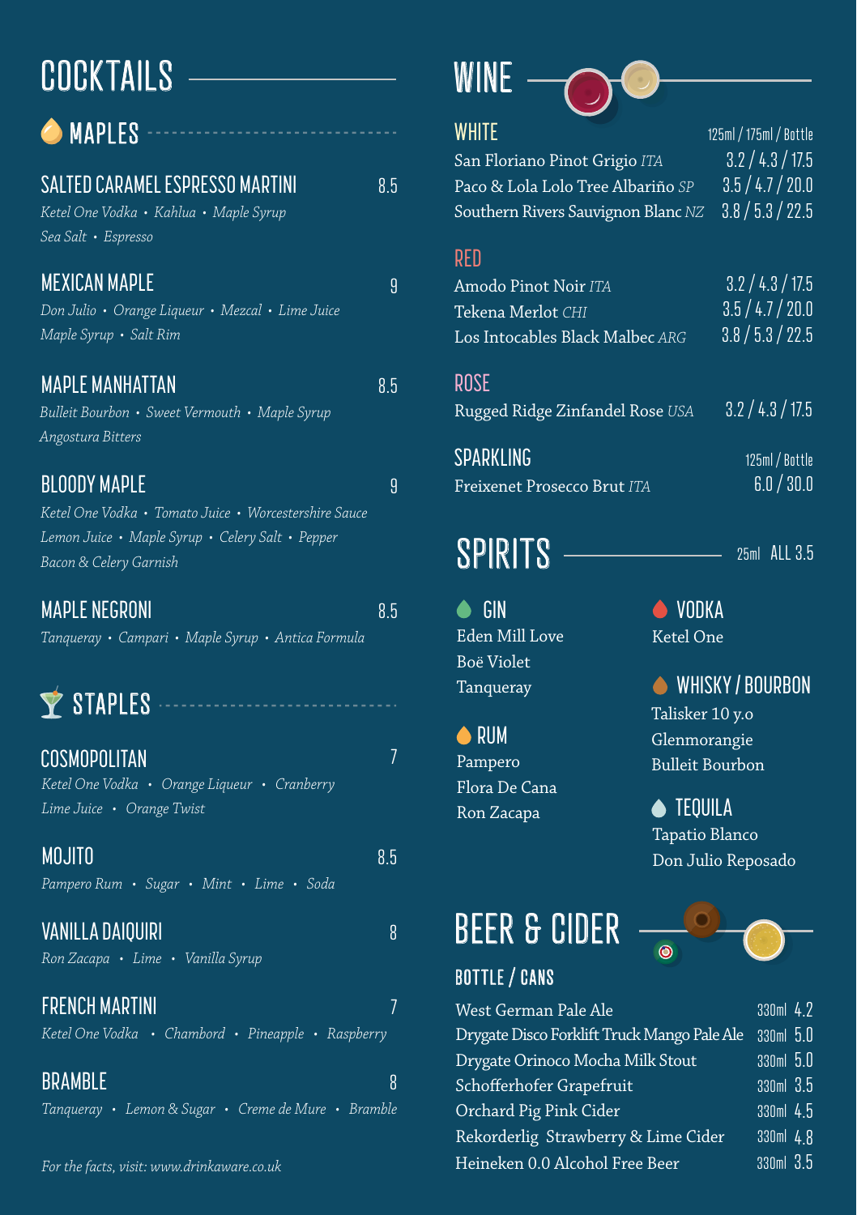# COCKTAILS

## MAPLES

### SALTED CARAMEL ESPRESSO MARTINI — 8.5
*Ketel One Vodka • Kahlua • Maple Syrup • Sea Salt • Espresso*

### MEXICAN MAPLE — 9
*Don Julio • Orange Liqueur • Mezcal • Lime Juice • Maple Syrup • Salt Rim*

### MAPLE MANHATTAN — 8.5
*Bulleit Bourbon • Sweet Vermouth • Maple Syrup • Angostura Bitters*

### BLOODY MAPLE — 9
*Ketel One Vodka • Tomato Juice • Worcestershire Sauce • Lemon Juice • Maple Syrup • Celery Salt • Pepper • Bacon & Celery Garnish*

### MAPLE NEGRONI — 8.5
*Tanqueray • Campari • Maple Syrup • Antica Formula*

## STAPLES

### COSMOPOLITAN — 7
*Ketel One Vodka • Orange Liqueur • Cranberry • Lime Juice • Orange Twist*

### MOJITO — 8.5
*Pampero Rum • Sugar • Mint • Lime • Soda*

### VANILLA DAIQUIRI — 8
*Ron Zacapa • Lime • Vanilla Syrup*

### FRENCH MARTINI — 7
*Ketel One Vodka • Chambord • Pineapple • Raspberry*

### BRAMBLE — 8
*Tanqueray • Lemon & Sugar • Creme de Mure • Bramble*

*For the facts, visit: www.drinkaware.co.uk*

# WINE

## WHITE

| | 125ml / 175ml / Bottle |
|---|---|
| San Floriano Pinot Grigio *ITA* | 3.2 / 4.3 / 17.5 |
| Paco & Lola Lolo Tree Albariño *SP* | 3.5 / 4.7 / 20.0 |
| Southern Rivers Sauvignon Blanc *NZ* | 3.8 / 5.3 / 22.5 |

## RED

| | |
|---|---|
| Amodo Pinot Noir *ITA* | 3.2 / 4.3 / 17.5 |
| Tekena Merlot *CHI* | 3.5 / 4.7 / 20.0 |
| Los Intocables Black Malbec *ARG* | 3.8 / 5.3 / 22.5 |

## ROSE

| | |
|---|---|
| Rugged Ridge Zinfandel Rose *USA* | 3.2 / 4.3 / 17.5 |

## SPARKLING

| | 125ml / Bottle |
|---|---|
| Freixenet Prosecco Brut *ITA* | 6.0 / 30.0 |

# SPIRITS

25ml ALL 3.5

## GIN
Eden Mill Love
Boë Violet
Tanqueray

## RUM
Pampero
Flora De Cana
Ron Zacapa

## VODKA
Ketel One

## WHISKY / BOURBON
Talisker 10 y.o
Glenmorangie
Bulleit Bourbon

## TEQUILA
Tapatio Blanco
Don Julio Reposado

# BEER & CIDER

## BOTTLE / CANS

| | | |
|---|---|---|
| West German Pale Ale | 330ml | 4.2 |
| Drygate Disco Forklift Truck Mango Pale Ale | 330ml | 5.0 |
| Drygate Orinoco Mocha Milk Stout | 330ml | 5.0 |
| Schofferhofer Grapefruit | 330ml | 3.5 |
| Orchard Pig Pink Cider | 330ml | 4.5 |
| Rekorderlig Strawberry & Lime Cider | 330ml | 4.8 |
| Heineken 0.0 Alcohol Free Beer | 330ml | 3.5 |